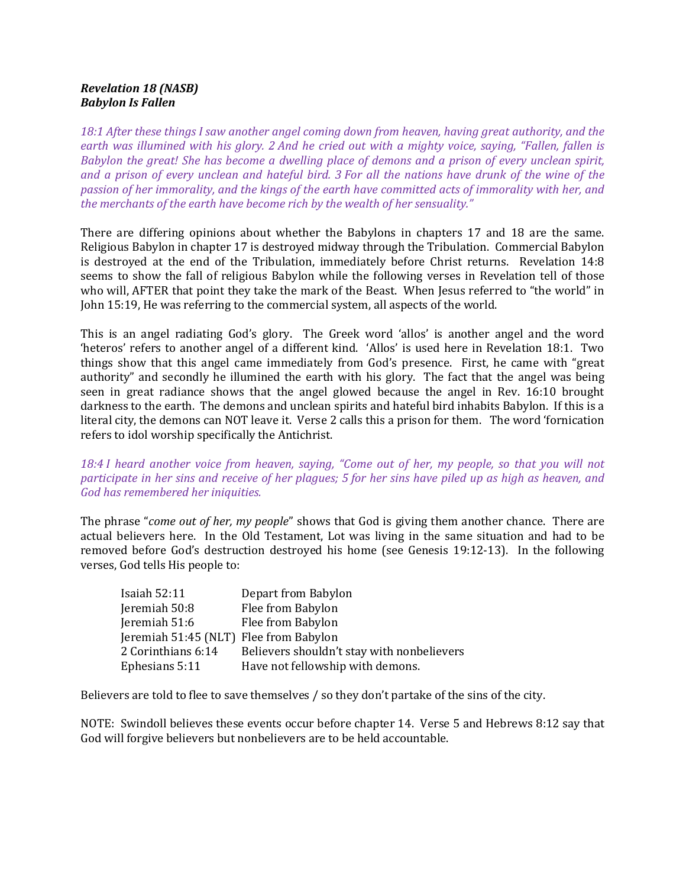***Revelation 18 (NASB)***
***Babylon Is Fallen***

*18:1 After these things I saw another angel coming down from heaven, having great authority, and the earth was illumined with his glory. 2 And he cried out with a mighty voice, saying, "Fallen, fallen is Babylon the great! She has become a dwelling place of demons and a prison of every unclean spirit, and a prison of every unclean and hateful bird. 3 For all the nations have drunk of the wine of the passion of her immorality, and the kings of the earth have committed acts of immorality with her, and the merchants of the earth have become rich by the wealth of her sensuality."*

There are differing opinions about whether the Babylons in chapters 17 and 18 are the same. Religious Babylon in chapter 17 is destroyed midway through the Tribulation. Commercial Babylon is destroyed at the end of the Tribulation, immediately before Christ returns. Revelation 14:8 seems to show the fall of religious Babylon while the following verses in Revelation tell of those who will, AFTER that point they take the mark of the Beast. When Jesus referred to "the world" in John 15:19, He was referring to the commercial system, all aspects of the world.

This is an angel radiating God's glory. The Greek word 'allos' is another angel and the word 'heteros' refers to another angel of a different kind. 'Allos' is used here in Revelation 18:1. Two things show that this angel came immediately from God's presence. First, he came with "great authority" and secondly he illumined the earth with his glory. The fact that the angel was being seen in great radiance shows that the angel glowed because the angel in Rev. 16:10 brought darkness to the earth. The demons and unclean spirits and hateful bird inhabits Babylon. If this is a literal city, the demons can NOT leave it. Verse 2 calls this a prison for them. The word 'fornication refers to idol worship specifically the Antichrist.

*18:4 I heard another voice from heaven, saying, "Come out of her, my people, so that you will not participate in her sins and receive of her plagues; 5 for her sins have piled up as high as heaven, and God has remembered her iniquities.*

The phrase "*come out of her, my people*" shows that God is giving them another chance. There are actual believers here. In the Old Testament, Lot was living in the same situation and had to be removed before God's destruction destroyed his home (see Genesis 19:12-13). In the following verses, God tells His people to:

| | |
|---|---|
| Isaiah 52:11 | Depart from Babylon |
| Jeremiah 50:8 | Flee from Babylon |
| Jeremiah 51:6 | Flee from Babylon |
| Jeremiah 51:45 (NLT) | Flee from Babylon |
| 2 Corinthians 6:14 | Believers shouldn't stay with nonbelievers |
| Ephesians 5:11 | Have not fellowship with demons. |

Believers are told to flee to save themselves / so they don't partake of the sins of the city.

NOTE: Swindoll believes these events occur before chapter 14. Verse 5 and Hebrews 8:12 say that God will forgive believers but nonbelievers are to be held accountable.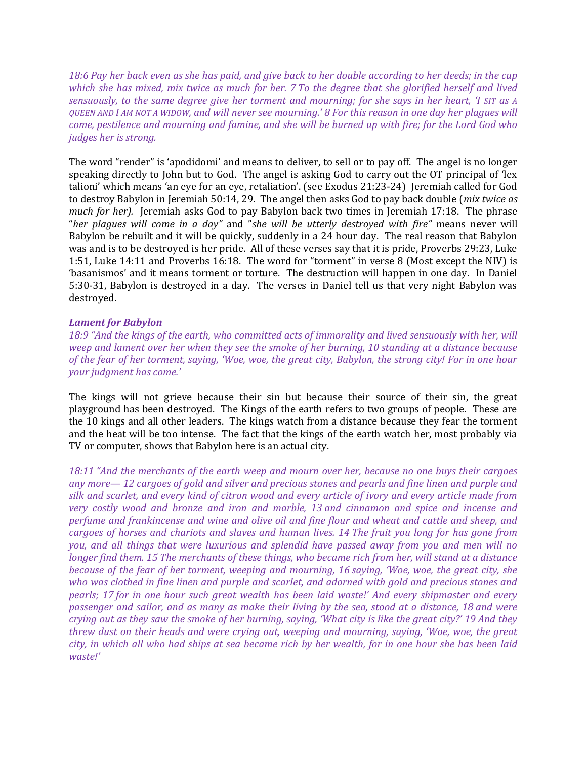*18:6 Pay her back even as she has paid, and give back to her double according to her deeds; in the cup which she has mixed, mix twice as much for her. 7 To the degree that she glorified herself and lived sensuously, to the same degree give her torment and mourning; for she says in her heart, 'I SIT as A QUEEN AND I AM NOT A WIDOW, and will never see mourning.' 8 For this reason in one day her plagues will come, pestilence and mourning and famine, and she will be burned up with fire; for the Lord God who judges her is strong.*

The word "render" is 'apodidomi' and means to deliver, to sell or to pay off. The angel is no longer speaking directly to John but to God. The angel is asking God to carry out the OT principal of 'lex talioni' which means 'an eye for an eye, retaliation'. (see Exodus 21:23-24) Jeremiah called for God to destroy Babylon in Jeremiah 50:14, 29. The angel then asks God to pay back double (*mix twice as much for her).* Jeremiah asks God to pay Babylon back two times in Jeremiah 17:18. The phrase "*her plagues will come in a day"* and "*she will be utterly destroyed with fire"* means never will Babylon be rebuilt and it will be quickly, suddenly in a 24 hour day. The real reason that Babylon was and is to be destroyed is her pride. All of these verses say that it is pride, Proverbs 29:23, Luke 1:51, Luke 14:11 and Proverbs 16:18. The word for "torment" in verse 8 (Most except the NIV) is 'basanismos' and it means torment or torture. The destruction will happen in one day. In Daniel 5:30-31, Babylon is destroyed in a day. The verses in Daniel tell us that very night Babylon was destroyed.

***Lament for Babylon***

*18:9 "And the kings of the earth, who committed acts of immorality and lived sensuously with her, will weep and lament over her when they see the smoke of her burning, 10 standing at a distance because of the fear of her torment, saying, 'Woe, woe, the great city, Babylon, the strong city! For in one hour your judgment has come.'*

The kings will not grieve because their sin but because their source of their sin, the great playground has been destroyed. The Kings of the earth refers to two groups of people. These are the 10 kings and all other leaders. The kings watch from a distance because they fear the torment and the heat will be too intense. The fact that the kings of the earth watch her, most probably via TV or computer, shows that Babylon here is an actual city.

*18:11 "And the merchants of the earth weep and mourn over her, because no one buys their cargoes any more— 12 cargoes of gold and silver and precious stones and pearls and fine linen and purple and silk and scarlet, and every kind of citron wood and every article of ivory and every article made from very costly wood and bronze and iron and marble, 13 and cinnamon and spice and incense and perfume and frankincense and wine and olive oil and fine flour and wheat and cattle and sheep, and cargoes of horses and chariots and slaves and human lives. 14 The fruit you long for has gone from you, and all things that were luxurious and splendid have passed away from you and men will no longer find them. 15 The merchants of these things, who became rich from her, will stand at a distance because of the fear of her torment, weeping and mourning, 16 saying, 'Woe, woe, the great city, she who was clothed in fine linen and purple and scarlet, and adorned with gold and precious stones and pearls; 17 for in one hour such great wealth has been laid waste!' And every shipmaster and every passenger and sailor, and as many as make their living by the sea, stood at a distance, 18 and were crying out as they saw the smoke of her burning, saying, 'What city is like the great city?' 19 And they threw dust on their heads and were crying out, weeping and mourning, saying, 'Woe, woe, the great city, in which all who had ships at sea became rich by her wealth, for in one hour she has been laid waste!'*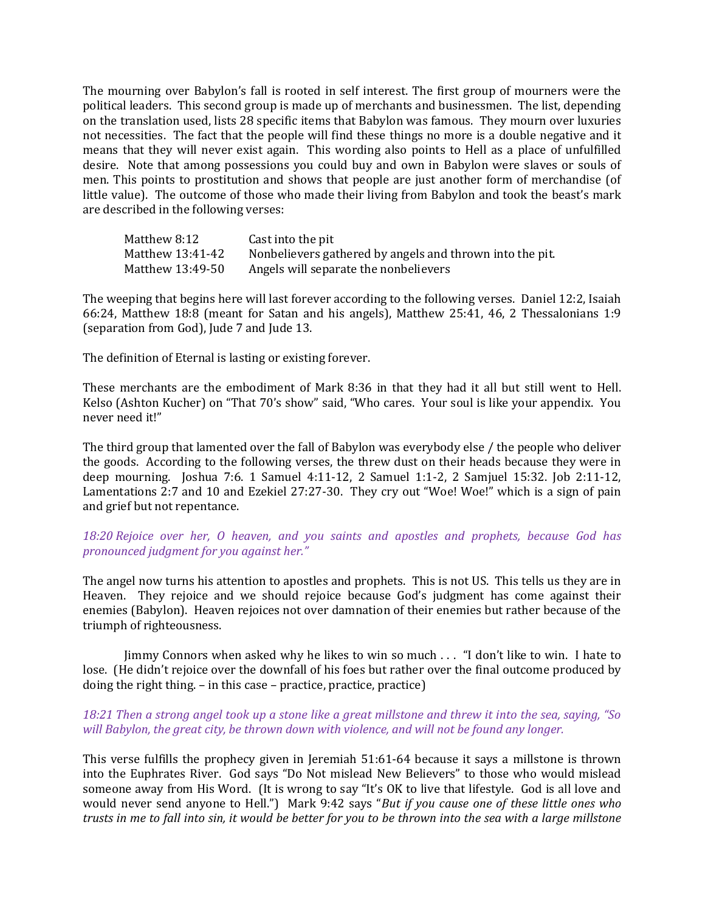The mourning over Babylon's fall is rooted in self interest. The first group of mourners were the political leaders. This second group is made up of merchants and businessmen. The list, depending on the translation used, lists 28 specific items that Babylon was famous. They mourn over luxuries not necessities. The fact that the people will find these things no more is a double negative and it means that they will never exist again. This wording also points to Hell as a place of unfulfilled desire. Note that among possessions you could buy and own in Babylon were slaves or souls of men. This points to prostitution and shows that people are just another form of merchandise (of little value). The outcome of those who made their living from Babylon and took the beast's mark are described in the following verses:

| | |
|---|---|
| Matthew 8:12 | Cast into the pit |
| Matthew 13:41-42 | Nonbelievers gathered by angels and thrown into the pit. |
| Matthew 13:49-50 | Angels will separate the nonbelievers |

The weeping that begins here will last forever according to the following verses. Daniel 12:2, Isaiah 66:24, Matthew 18:8 (meant for Satan and his angels), Matthew 25:41, 46, 2 Thessalonians 1:9 (separation from God), Jude 7 and Jude 13.

The definition of Eternal is lasting or existing forever.

These merchants are the embodiment of Mark 8:36 in that they had it all but still went to Hell. Kelso (Ashton Kucher) on "That 70's show" said, "Who cares. Your soul is like your appendix. You never need it!"

The third group that lamented over the fall of Babylon was everybody else / the people who deliver the goods. According to the following verses, the threw dust on their heads because they were in deep mourning. Joshua 7:6. 1 Samuel 4:11-12, 2 Samuel 1:1-2, 2 Samjuel 15:32. Job 2:11-12, Lamentations 2:7 and 10 and Ezekiel 27:27-30. They cry out "Woe! Woe!" which is a sign of pain and grief but not repentance.

*18:20 Rejoice over her, O heaven, and you saints and apostles and prophets, because God has pronounced judgment for you against her."*

The angel now turns his attention to apostles and prophets. This is not US. This tells us they are in Heaven. They rejoice and we should rejoice because God's judgment has come against their enemies (Babylon). Heaven rejoices not over damnation of their enemies but rather because of the triumph of righteousness.

Jimmy Connors when asked why he likes to win so much . . . "I don't like to win. I hate to lose. (He didn't rejoice over the downfall of his foes but rather over the final outcome produced by doing the right thing. – in this case – practice, practice, practice)

*18:21 Then a strong angel took up a stone like a great millstone and threw it into the sea, saying, "So will Babylon, the great city, be thrown down with violence, and will not be found any longer.*

This verse fulfills the prophecy given in Jeremiah 51:61-64 because it says a millstone is thrown into the Euphrates River. God says "Do Not mislead New Believers" to those who would mislead someone away from His Word. (It is wrong to say "It's OK to live that lifestyle. God is all love and would never send anyone to Hell.") Mark 9:42 says "*But if you cause one of these little ones who trusts in me to fall into sin, it would be better for you to be thrown into the sea with a large millstone*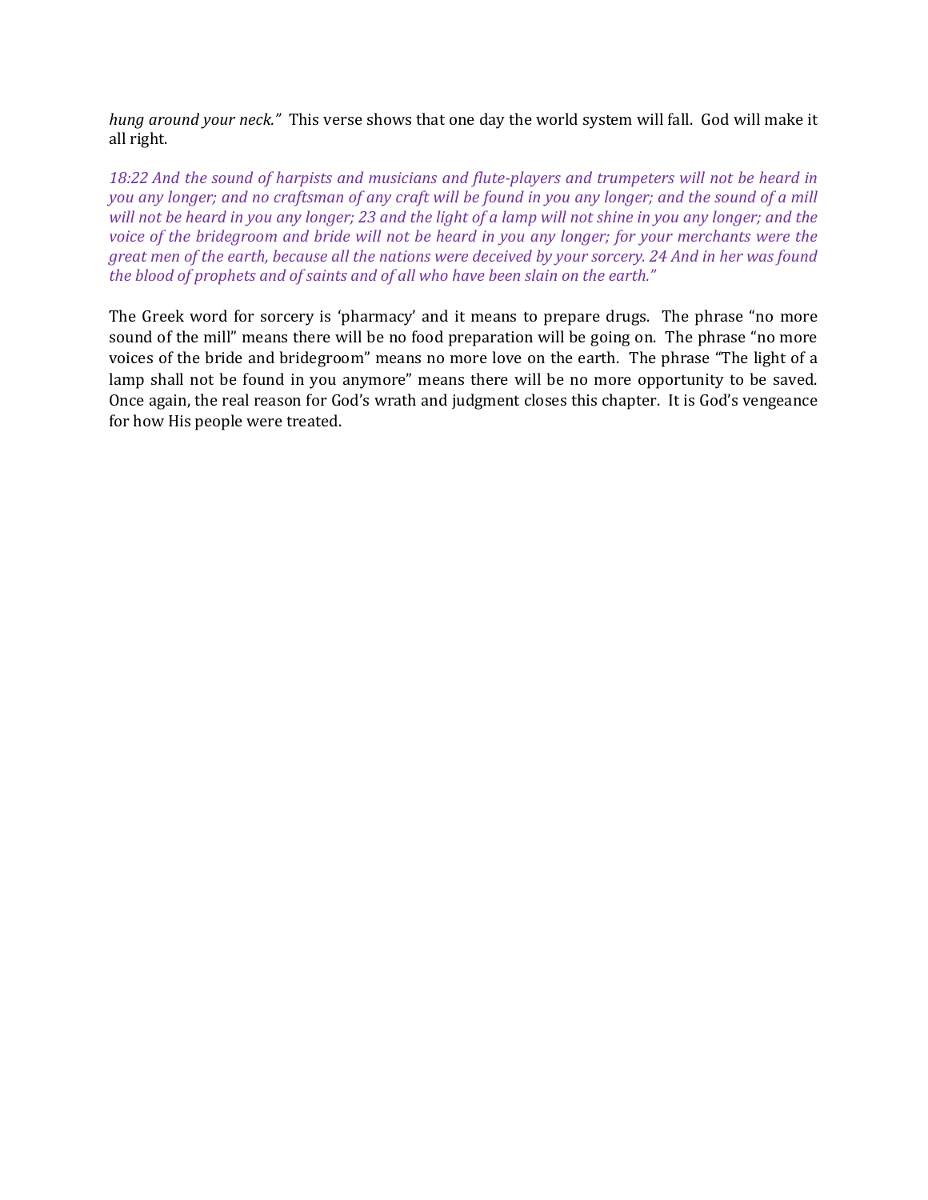*hung around your neck."* This verse shows that one day the world system will fall. God will make it all right.

*18:22 And the sound of harpists and musicians and flute-players and trumpeters will not be heard in you any longer; and no craftsman of any craft will be found in you any longer; and the sound of a mill will not be heard in you any longer; 23 and the light of a lamp will not shine in you any longer; and the voice of the bridegroom and bride will not be heard in you any longer; for your merchants were the great men of the earth, because all the nations were deceived by your sorcery. 24 And in her was found the blood of prophets and of saints and of all who have been slain on the earth."*

The Greek word for sorcery is 'pharmacy' and it means to prepare drugs. The phrase "no more sound of the mill" means there will be no food preparation will be going on. The phrase "no more voices of the bride and bridegroom" means no more love on the earth. The phrase "The light of a lamp shall not be found in you anymore" means there will be no more opportunity to be saved. Once again, the real reason for God's wrath and judgment closes this chapter. It is God's vengeance for how His people were treated.